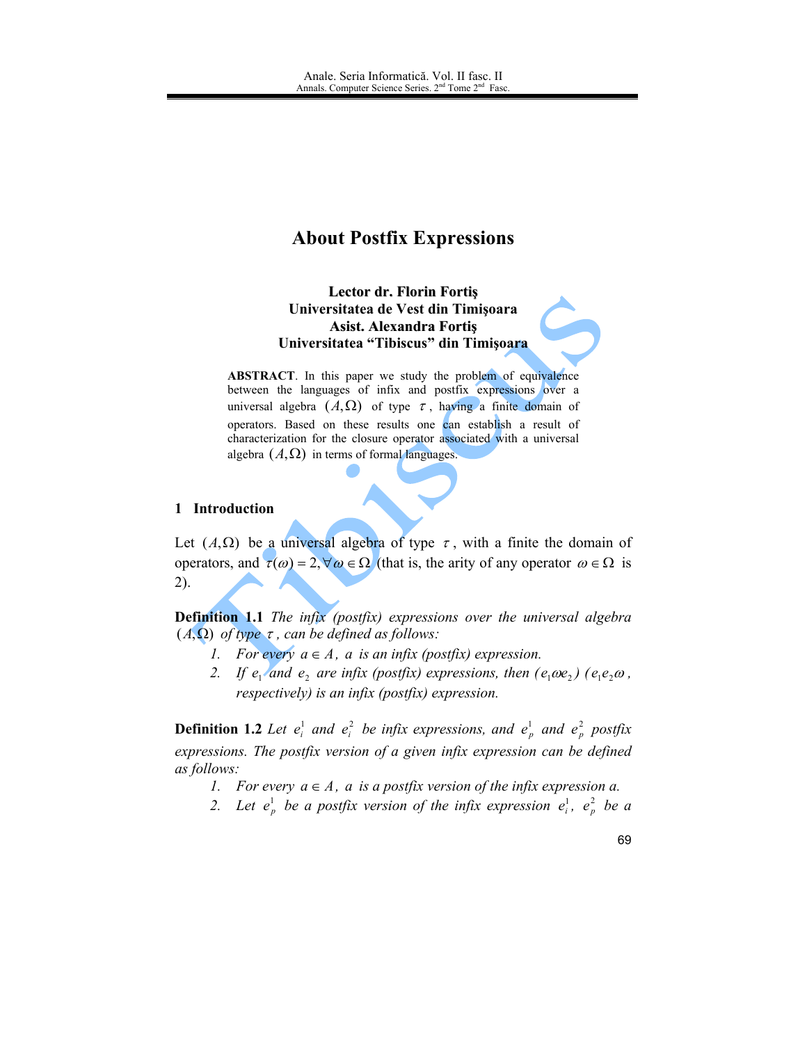# About Postfix Expressions

**Lector dr. Florin Fortiş**
**Universitatea de Vest din Timişoara**
**Asist. Alexandra Fortiş**
**Universitatea "Tibiscus" din Timişoara**

**ABSTRACT**. In this paper we study the problem of equivalence between the languages of infix and postfix expressions over a universal algebra $(A,\Omega)$ of type $\tau$, having a finite domain of operators. Based on these results one can establish a result of characterization for the closure operator associated with a universal algebra $(A,\Omega)$ in terms of formal languages.

## 1 Introduction

Let $(A,\Omega)$ be a universal algebra of type $\tau$, with a finite the domain of operators, and $\tau(\omega)=2, \forall \omega \in \Omega$ (that is, the arity of any operator $\omega \in \Omega$ is 2).

**Definition 1.1** *The infix (postfix) expressions over the universal algebra $(A,\Omega)$ of type $\tau$, can be defined as follows:*

1. *For every $a \in A$, $a$ is an infix (postfix) expression.*
2. *If $e_1$ and $e_2$ are infix (postfix) expressions, then ($e_1 \omega e_2$) ($e_1 e_2 \omega$, respectively) is an infix (postfix) expression.*

**Definition 1.2** *Let $e_i^1$ and $e_i^2$ be infix expressions, and $e_p^1$ and $e_p^2$ postfix expressions. The postfix version of a given infix expression can be defined as follows:*

1. *For every $a \in A$, $a$ is a postfix version of the infix expression a.*
2. *Let $e_p^1$ be a postfix version of the infix expression $e_i^1$, $e_p^2$ be a*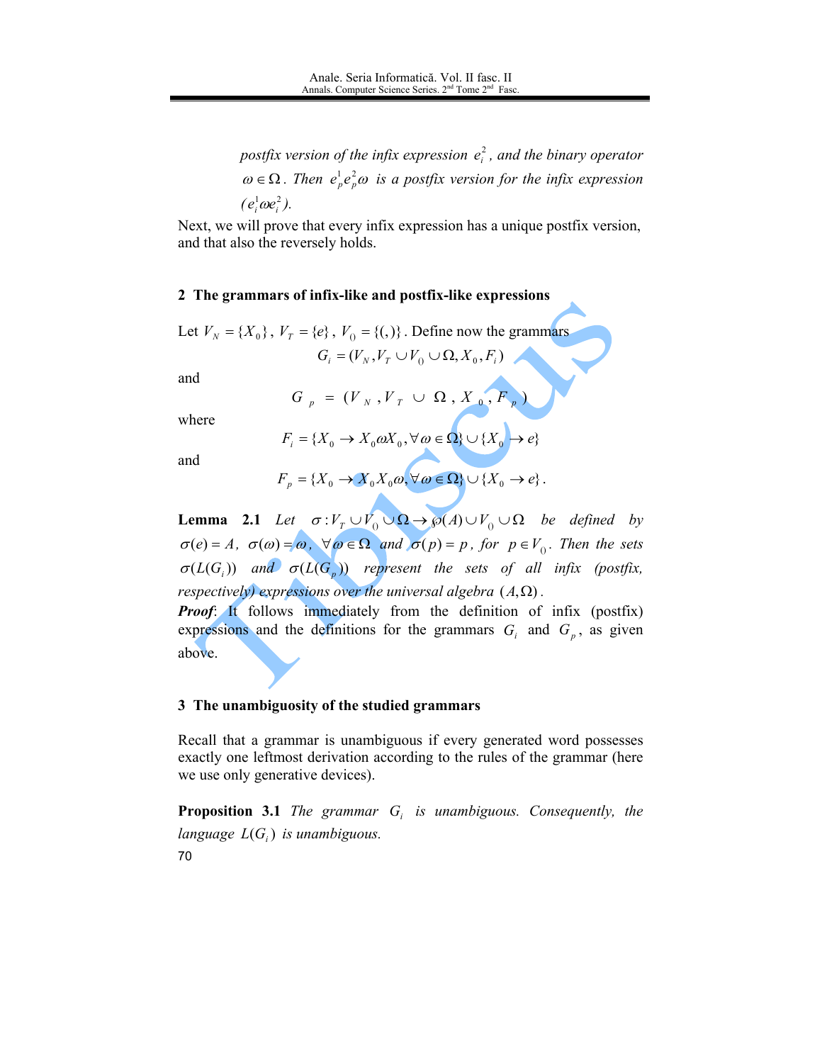*postfix version of the infix expression $e_i^2$, and the binary operator $\omega \in \Omega$. Then $e_p^1 e_p^2 \omega$ is a postfix version for the infix expression $(e_i^1 \omega e_i^2)$.*

Next, we will prove that every infix expression has a unique postfix version, and that also the reversely holds.

## 2 The grammars of infix-like and postfix-like expressions

Let $V_N = \{X_0\}$, $V_T = \{e\}$, $V_{()} = \{(,)\}$. Define now the grammars

$$G_i = (V_N, V_T \cup V_{()} \cup \Omega, X_0, F_i)$$

and

$$G_p = (V_N, V_T \cup \Omega, X_0, F_p)$$

where

$$F_i = \{X_0 \to X_0 \omega X_0, \forall \omega \in \Omega\} \cup \{X_0 \to e\}$$

and

$$F_p = \{X_0 \to X_0 X_0 \omega, \forall \omega \in \Omega\} \cup \{X_0 \to e\}.$$

**Lemma 2.1** *Let $\sigma : V_T \cup V_{()} \cup \Omega \to \wp(A) \cup V_{()} \cup \Omega$ be defined by $\sigma(e) = A$, $\sigma(\omega) = \omega$, $\forall \omega \in \Omega$ and $\sigma(p) = p$, for $p \in V_{()}$. Then the sets $\sigma(L(G_i))$ and $\sigma(L(G_p))$ represent the sets of all infix (postfix, respectively) expressions over the universal algebra $(A, \Omega)$.*

***Proof***: It follows immediately from the definition of infix (postfix) expressions and the definitions for the grammars $G_i$ and $G_p$, as given above.

## 3 The unambiguosity of the studied grammars

Recall that a grammar is unambiguous if every generated word possesses exactly one leftmost derivation according to the rules of the grammar (here we use only generative devices).

**Proposition 3.1** *The grammar $G_i$ is unambiguous. Consequently, the language $L(G_i)$ is unambiguous.*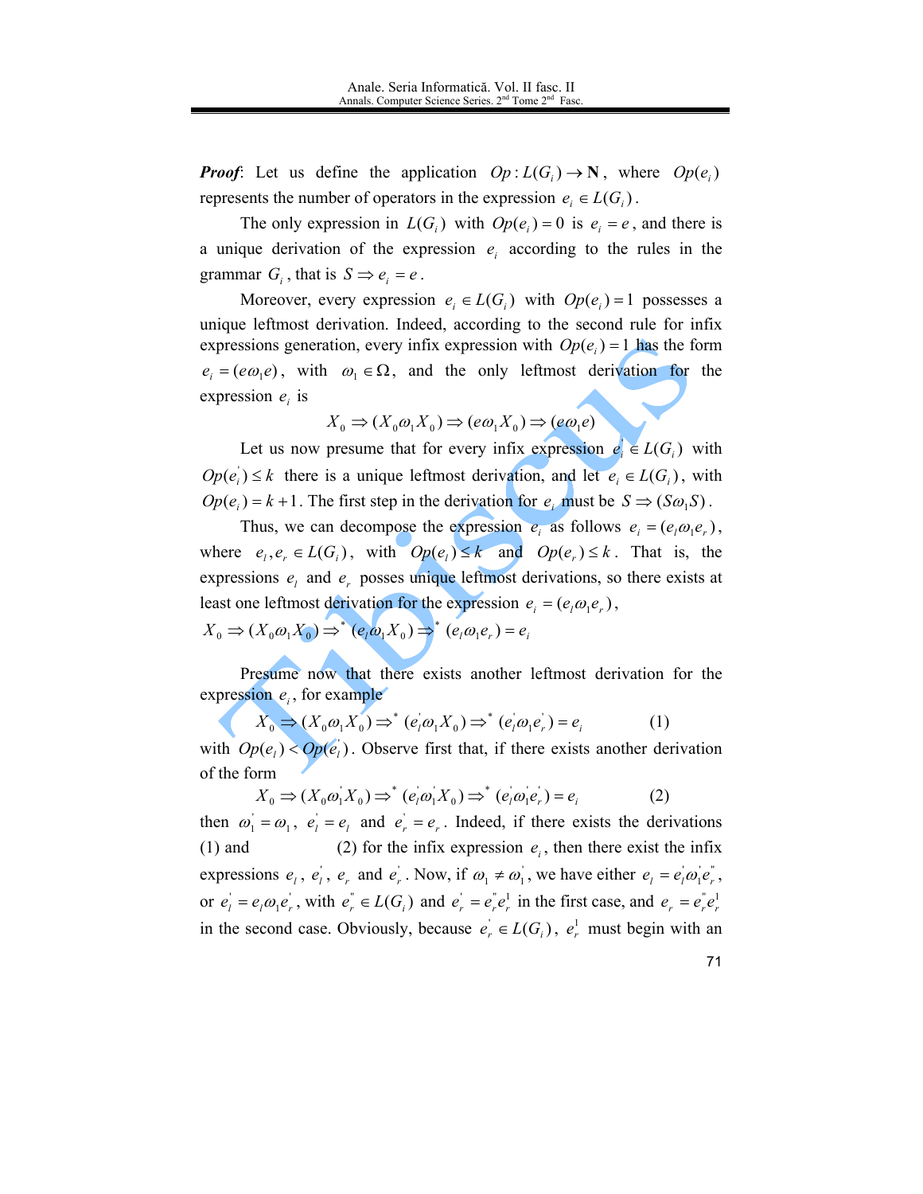***Proof***: Let us define the application $Op: L(G_i) \to \mathbf{N}$, where $Op(e_i)$ represents the number of operators in the expression $e_i \in L(G_i)$.

The only expression in $L(G_i)$ with $Op(e_i) = 0$ is $e_i = e$, and there is a unique derivation of the expression $e_i$ according to the rules in the grammar $G_i$, that is $S \Rightarrow e_i = e$.

Moreover, every expression $e_i \in L(G_i)$ with $Op(e_i) = 1$ possesses a unique leftmost derivation. Indeed, according to the second rule for infix expressions generation, every infix expression with $Op(e_i) = 1$ has the form $e_i = (e\omega_1 e)$, with $\omega_1 \in \Omega$, and the only leftmost derivation for the expression $e_i$ is

$$X_0 \Rightarrow (X_0 \omega_1 X_0) \Rightarrow (e\omega_1 X_0) \Rightarrow (e\omega_1 e)$$

Let us now presume that for every infix expression $e_i^{'} \in L(G_i)$ with $Op(e_i^{'}) \leq k$ there is a unique leftmost derivation, and let $e_i \in L(G_i)$, with $Op(e_i) = k+1$. The first step in the derivation for $e_i$ must be $S \Rightarrow (S\omega_1 S)$.

Thus, we can decompose the expression $e_i$ as follows $e_i = (e_l \omega_1 e_r)$, where $e_l, e_r \in L(G_i)$, with $Op(e_l) \leq k$ and $Op(e_r) \leq k$. That is, the expressions $e_l$ and $e_r$ posses unique leftmost derivations, so there exists at least one leftmost derivation for the expression $e_i = (e_l \omega_1 e_r)$,

$$X_0 \Rightarrow (X_0 \omega_1 X_0) \Rightarrow^* (e_l \omega_1 X_0) \Rightarrow^* (e_l \omega_1 e_r) = e_i$$

Presume now that there exists another leftmost derivation for the expression $e_i$, for example

$$X_0 \Rightarrow (X_0 \omega_1 X_0) \Rightarrow^* (e_l^{'} \omega_1 X_0) \Rightarrow^* (e_l^{'} \omega_1 e_r^{'}) = e_i \qquad (1)$$

with $Op(e_l) < Op(e_l^{'})$. Observe first that, if there exists another derivation of the form

$$X_0 \Rightarrow (X_0 \omega_1^{'} X_0) \Rightarrow^* (e_l^{'} \omega_1^{'} X_0) \Rightarrow^* (e_l^{'} \omega_1^{'} e_r^{'}) = e_i \qquad (2)$$

then $\omega_1^{'} = \omega_1$, $e_l^{'} = e_l$ and $e_r^{'} = e_r$. Indeed, if there exists the derivations (1) and (2) for the infix expression $e_i$, then there exist the infix expressions $e_l$, $e_l^{'}$, $e_r$ and $e_r^{'}$. Now, if $\omega_1 \neq \omega_1^{'}$, we have either $e_l = e_l^{'} \omega_1^{'} e_r^{''}$, or $e_l^{'} = e_l \omega_1 e_r^{'}$, with $e_r^{''} \in L(G_i)$ and $e_r^{'} = e_r^{''} e_r^{1}$ in the first case, and $e_r = e_r^{''} e_r^{1}$ in the second case. Obviously, because $e_r^{'} \in L(G_i)$, $e_r^{1}$ must begin with an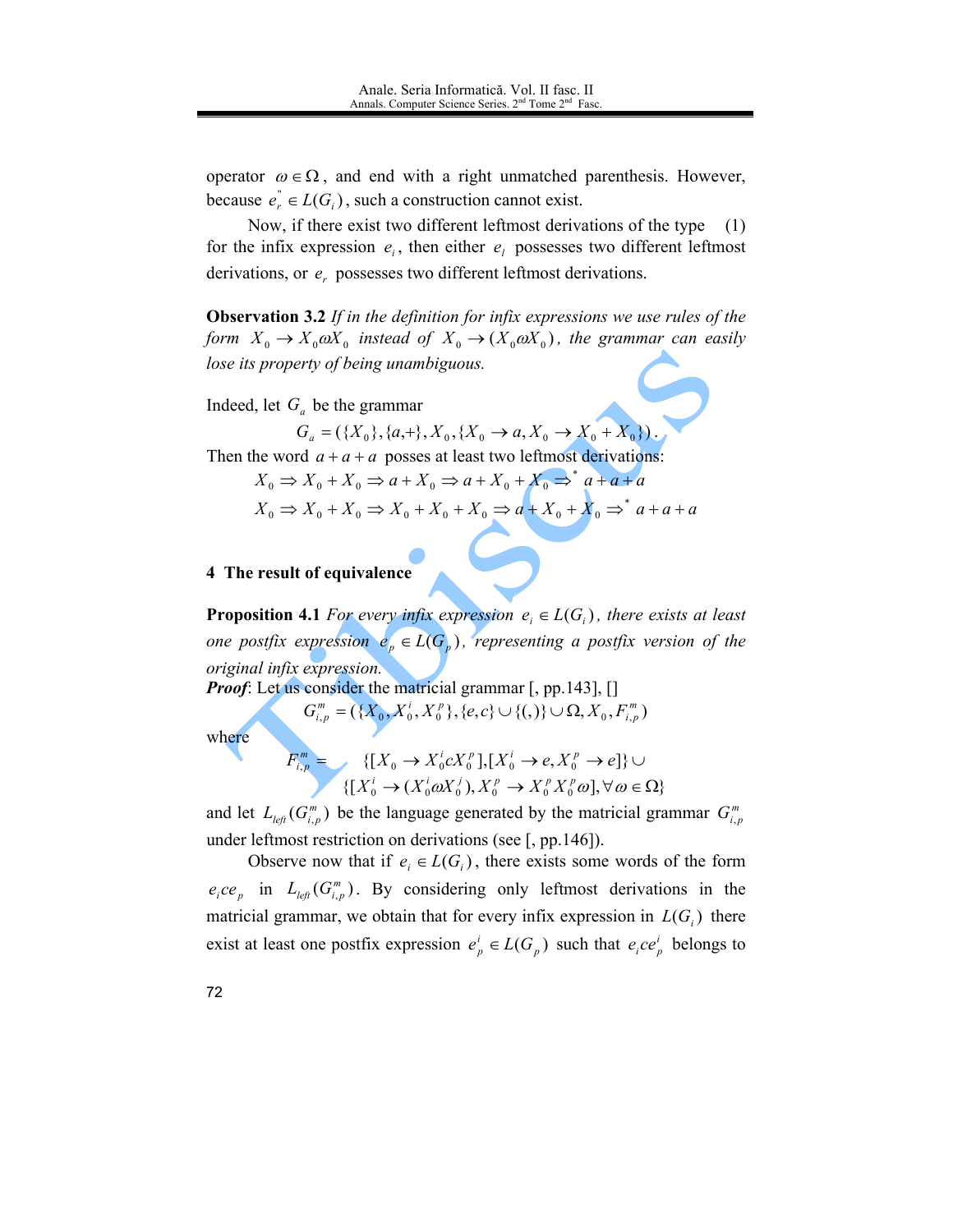operator $\omega \in \Omega$, and end with a right unmatched parenthesis. However, because $e_r^{"} \in L(G_i)$, such a construction cannot exist.

Now, if there exist two different leftmost derivations of the type (1) for the infix expression $e_i$, then either $e_l$ possesses two different leftmost derivations, or $e_r$ possesses two different leftmost derivations.

**Observation 3.2** *If in the definition for infix expressions we use rules of the form $X_0 \to X_0 \omega X_0$ instead of $X_0 \to (X_0 \omega X_0)$, the grammar can easily lose its property of being unambiguous.*

Indeed, let $G_a$ be the grammar

$$G_a = (\{X_0\}, \{a, +\}, X_0, \{X_0 \to a, X_0 \to X_0 + X_0\}).$$

Then the word $a + a + a$ posses at least two leftmost derivations:

$$X_0 \Rightarrow X_0 + X_0 \Rightarrow a + X_0 \Rightarrow a + X_0 + X_0 \Rightarrow^* a + a + a$$

$$X_0 \Rightarrow X_0 + X_0 \Rightarrow X_0 + X_0 + X_0 \Rightarrow a + X_0 + X_0 \Rightarrow^* a + a + a$$

## 4 The result of equivalence

**Proposition 4.1** *For every infix expression $e_i \in L(G_i)$, there exists at least one postfix expression $e_p \in L(G_p)$, representing a postfix version of the original infix expression.*

***Proof***: Let us consider the matricial grammar [, pp.143], []

$$G_{i,p}^m = (\{X_0, X_0^i, X_0^p\}, \{e, c\} \cup \{(,)\} \cup \Omega, X_0, F_{i,p}^m)$$

where

$$F_{i,p}^m = \{[X_0 \to X_0^i c X_0^p], [X_0^i \to e, X_0^p \to e]\} \cup \{[X_0^i \to (X_0^i \omega X_0^j), X_0^p \to X_0^p X_0^p \omega], \forall \omega \in \Omega\}$$

and let $L_{left}(G_{i,p}^m)$ be the language generated by the matricial grammar $G_{i,p}^m$ under leftmost restriction on derivations (see [, pp.146]).

Observe now that if $e_i \in L(G_i)$, there exists some words of the form $e_i c e_p$ in $L_{left}(G_{i,p}^m)$. By considering only leftmost derivations in the matricial grammar, we obtain that for every infix expression in $L(G_i)$ there exist at least one postfix expression $e_p^i \in L(G_p)$ such that $e_i c e_p^i$ belongs to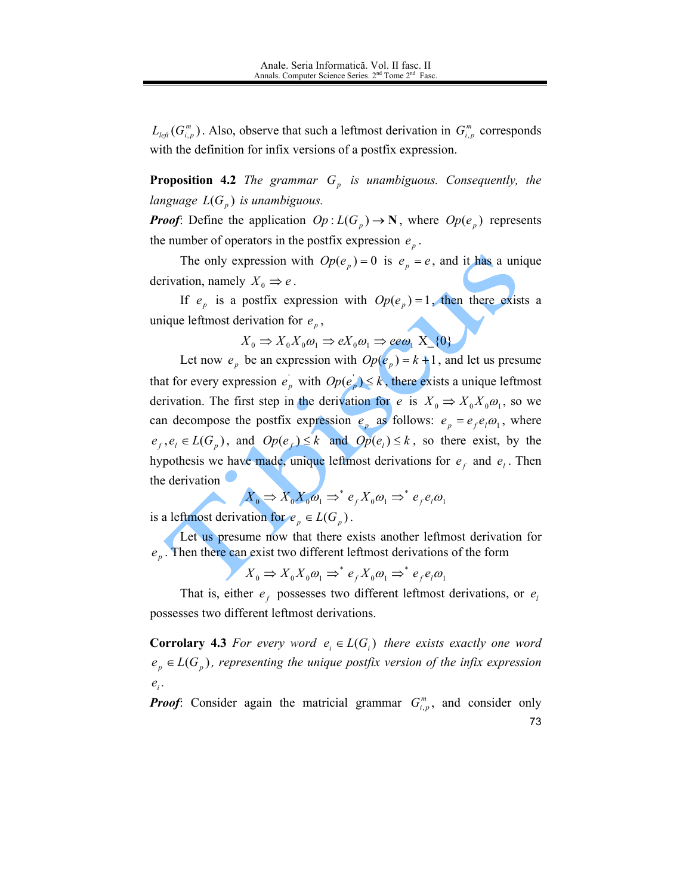$L_{left}(G^{m}_{i,p})$. Also, observe that such a leftmost derivation in $G^{m}_{i,p}$ corresponds with the definition for infix versions of a postfix expression.

**Proposition 4.2** *The grammar $G_p$ is unambiguous. Consequently, the language $L(G_p)$ is unambiguous.*

***Proof***: Define the application $Op: L(G_p) \to \mathbf{N}$, where $Op(e_p)$ represents the number of operators in the postfix expression $e_p$.

The only expression with $Op(e_p) = 0$ is $e_p = e$, and it has a unique derivation, namely $X_0 \Rightarrow e$.

If $e_p$ is a postfix expression with $Op(e_p) = 1$, then there exists a unique leftmost derivation for $e_p$,

$$X_0 \Rightarrow X_0 X_0 \omega_1 \Rightarrow e X_0 \omega_1 \Rightarrow e e \omega_1$$

Let now $e_p$ be an expression with $Op(e_p) = k+1$, and let us presume that for every expression $e_p^{'}$ with $Op(e_p^{'}) \leq k$, there exists a unique leftmost derivation. The first step in the derivation for $e$ is $X_0 \Rightarrow X_0 X_0 \omega_1$, so we can decompose the postfix expression $e_p$ as follows: $e_p = e_f e_l \omega_1$, where $e_f, e_l \in L(G_p)$, and $Op(e_f) \leq k$ and $Op(e_l) \leq k$, so there exist, by the hypothesis we have made, unique leftmost derivations for $e_f$ and $e_l$. Then the derivation

$$X_0 \Rightarrow X_0 X_0 \omega_1 \Rightarrow^* e_f X_0 \omega_1 \Rightarrow^* e_f e_l \omega_1$$

is a leftmost derivation for $e_p \in L(G_p)$.

Let us presume now that there exists another leftmost derivation for $e_p$. Then there can exist two different leftmost derivations of the form

$$X_0 \Rightarrow X_0 X_0 \omega_1 \Rightarrow^* e_f X_0 \omega_1 \Rightarrow^* e_f e_l \omega_1$$

That is, either $e_f$ possesses two different leftmost derivations, or $e_l$ possesses two different leftmost derivations.

**Corrolary 4.3** *For every word $e_i \in L(G_i)$ there exists exactly one word $e_p \in L(G_p)$, representing the unique postfix version of the infix expression $e_i$.*

***Proof***: Consider again the matricial grammar $G^{m}_{i,p}$, and consider only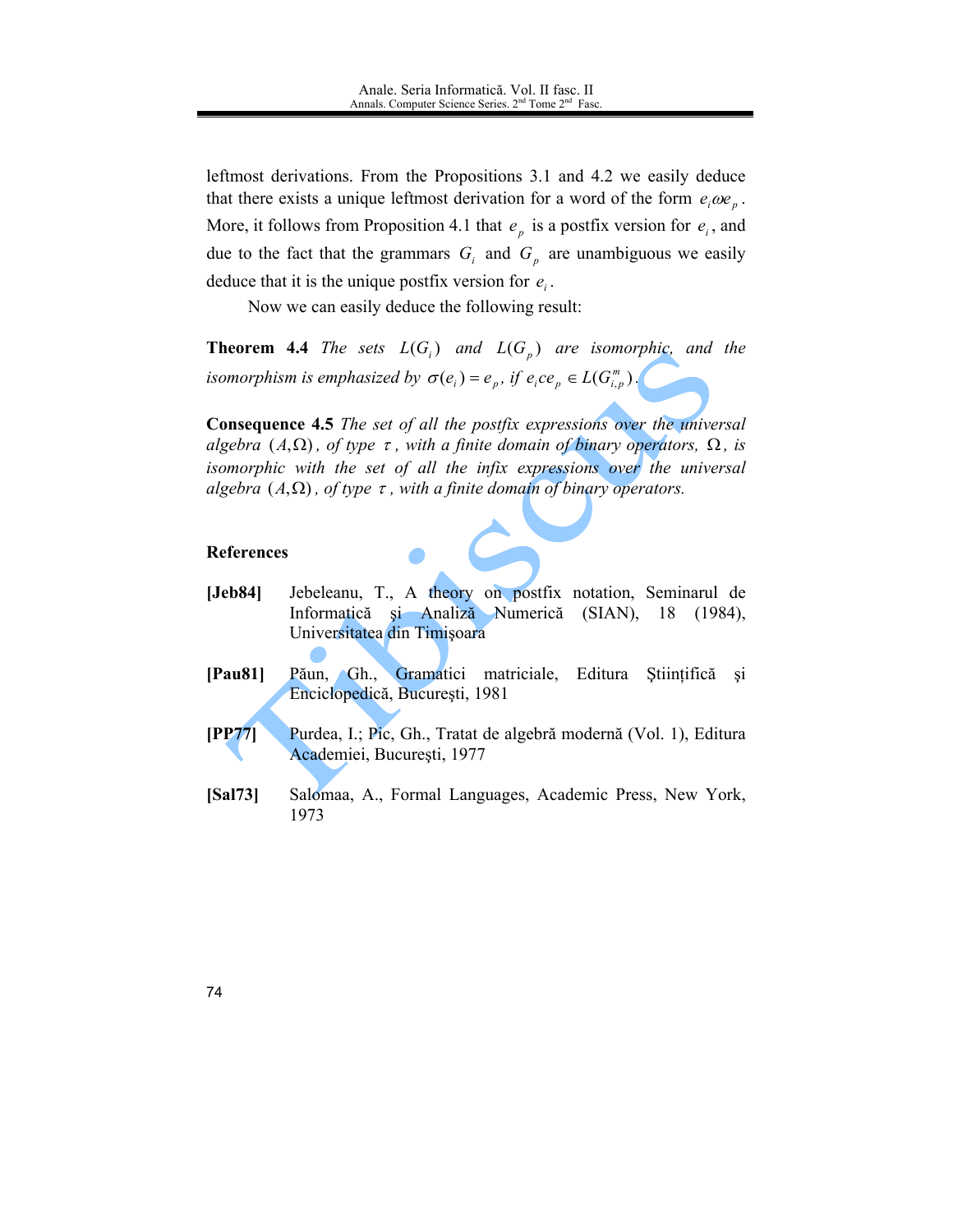leftmost derivations. From the Propositions 3.1 and 4.2 we easily deduce that there exists a unique leftmost derivation for a word of the form $e_i \omega e_p$. More, it follows from Proposition 4.1 that $e_p$ is a postfix version for $e_i$, and due to the fact that the grammars $G_i$ and $G_p$ are unambiguous we easily deduce that it is the unique postfix version for $e_i$.

Now we can easily deduce the following result:

**Theorem 4.4** *The sets* $L(G_i)$ *and* $L(G_p)$ *are isomorphic, and the isomorphism is emphasized by* $\sigma(e_i) = e_p$, *if* $e_i c e_p \in L(G_{i,p}^m)$.

**Consequence 4.5** *The set of all the postfix expressions over the universal algebra* $(A, \Omega)$, *of type* $\tau$, *with a finite domain of binary operators,* $\Omega$, *is isomorphic with the set of all the infix expressions over the universal algebra* $(A, \Omega)$, *of type* $\tau$, *with a finite domain of binary operators.*

## References

**[Jeb84]** Jebeleanu, T., A theory on postfix notation, Seminarul de Informatică şi Analiză Numerică (SIAN), 18 (1984), Universitatea din Timişoara

**[Pau81]** Păun, Gh., Gramatici matriciale, Editura Ştiințifică şi Enciclopedică, Bucureşti, 1981

**[PP77]** Purdea, I.; Pic, Gh., Tratat de algebră modernă (Vol. 1), Editura Academiei, Bucureşti, 1977

**[Sal73]** Salomaa, A., Formal Languages, Academic Press, New York, 1973